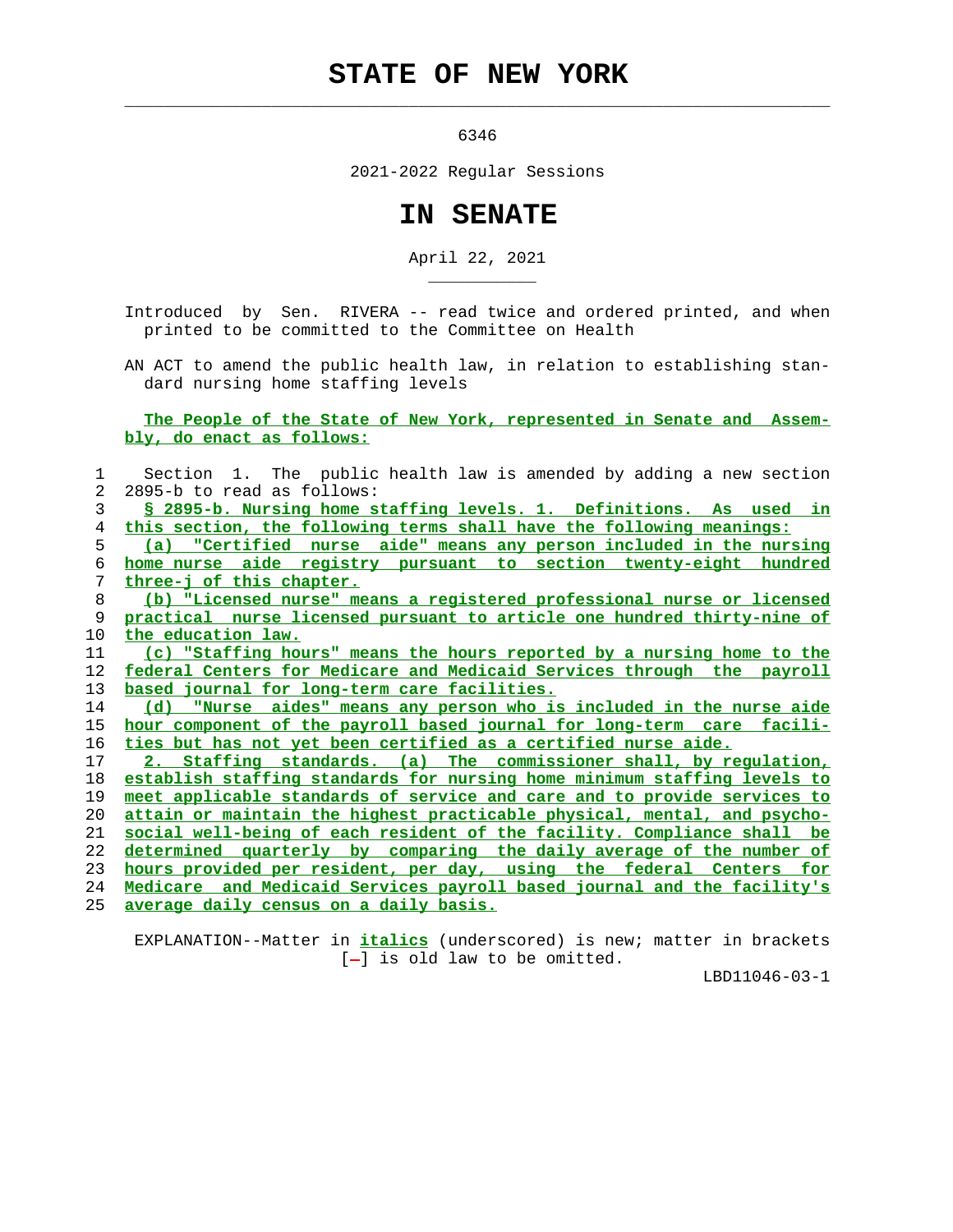# STATE OF NEW YORK

6346

2021-2022 Regular Sessions

# IN SENATE

April 22, 2021

Introduced by Sen. RIVERA -- read twice and ordered printed, and when printed to be committed to the Committee on Health

AN ACT to amend the public health law, in relation to establishing standard nursing home staffing levels

The People of the State of New York, represented in Senate and Assembly, do enact as follows:

1 Section 1. The public health law is amended by adding a new section
2 2895-b to read as follows:
3 § 2895-b. Nursing home staffing levels. 1. Definitions. As used in
4 this section, the following terms shall have the following meanings:
5 (a) "Certified nurse aide" means any person included in the nursing
6 home nurse aide registry pursuant to section twenty-eight hundred
7 three-j of this chapter.
8 (b) "Licensed nurse" means a registered professional nurse or licensed
9 practical nurse licensed pursuant to article one hundred thirty-nine of
10 the education law.
11 (c) "Staffing hours" means the hours reported by a nursing home to the
12 federal Centers for Medicare and Medicaid Services through the payroll
13 based journal for long-term care facilities.
14 (d) "Nurse aides" means any person who is included in the nurse aide
15 hour component of the payroll based journal for long-term care facili-
16 ties but has not yet been certified as a certified nurse aide.
17 2. Staffing standards. (a) The commissioner shall, by regulation,
18 establish staffing standards for nursing home minimum staffing levels to
19 meet applicable standards of service and care and to provide services to
20 attain or maintain the highest practicable physical, mental, and psycho-
21 social well-being of each resident of the facility. Compliance shall be
22 determined quarterly by comparing the daily average of the number of
23 hours provided per resident, per day, using the federal Centers for
24 Medicare and Medicaid Services payroll based journal and the facility's
25 average daily census on a daily basis.

EXPLANATION--Matter in *italics* (underscored) is new; matter in brackets [-] is old law to be omitted.

LBD11046-03-1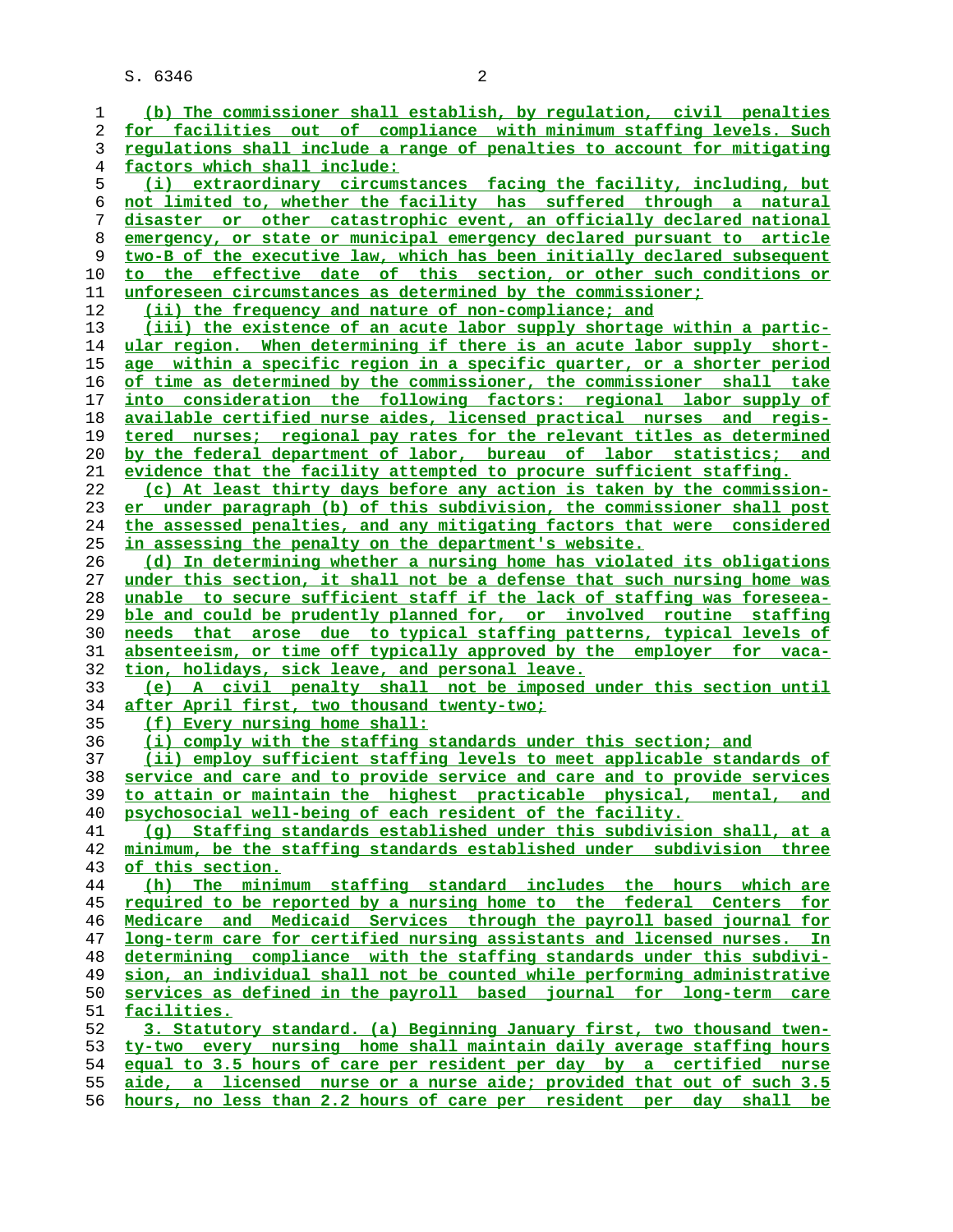(b) The commissioner shall establish, by regulation, civil penalties for facilities out of compliance with minimum staffing levels. Such regulations shall include a range of penalties to account for mitigating factors which shall include:

(i) extraordinary circumstances facing the facility, including, but not limited to, whether the facility has suffered through a natural disaster or other catastrophic event, an officially declared national emergency, or state or municipal emergency declared pursuant to article two-B of the executive law, which has been initially declared subsequent to the effective date of this section, or other such conditions or unforeseen circumstances as determined by the commissioner;

(ii) the frequency and nature of non-compliance; and

(iii) the existence of an acute labor supply shortage within a particular region. When determining if there is an acute labor supply shortage within a specific region in a specific quarter, or a shorter period of time as determined by the commissioner, the commissioner shall take into consideration the following factors: regional labor supply of available certified nurse aides, licensed practical nurses and registered nurses; regional pay rates for the relevant titles as determined by the federal department of labor, bureau of labor statistics; and evidence that the facility attempted to procure sufficient staffing.

(c) At least thirty days before any action is taken by the commissioner under paragraph (b) of this subdivision, the commissioner shall post the assessed penalties, and any mitigating factors that were considered in assessing the penalty on the department's website.

(d) In determining whether a nursing home has violated its obligations under this section, it shall not be a defense that such nursing home was unable to secure sufficient staff if the lack of staffing was foreseeable and could be prudently planned for, or involved routine staffing needs that arose due to typical staffing patterns, typical levels of absenteeism, or time off typically approved by the employer for vacation, holidays, sick leave, and personal leave.

(e) A civil penalty shall not be imposed under this section until after April first, two thousand twenty-two;

(f) Every nursing home shall:

(i) comply with the staffing standards under this section; and

(ii) employ sufficient staffing levels to meet applicable standards of service and care and to provide service and care and to provide services to attain or maintain the highest practicable physical, mental, and psychosocial well-being of each resident of the facility.

(g) Staffing standards established under this subdivision shall, at a minimum, be the staffing standards established under subdivision three of this section.

(h) The minimum staffing standard includes the hours which are required to be reported by a nursing home to the federal Centers for Medicare and Medicaid Services through the payroll based journal for long-term care for certified nursing assistants and licensed nurses. In determining compliance with the staffing standards under this subdivision, an individual shall not be counted while performing administrative services as defined in the payroll based journal for long-term care facilities.

3. Statutory standard. (a) Beginning January first, two thousand twenty-two every nursing home shall maintain daily average staffing hours equal to 3.5 hours of care per resident per day by a certified nurse aide, a licensed nurse or a nurse aide; provided that out of such 3.5 hours, no less than 2.2 hours of care per resident per day shall be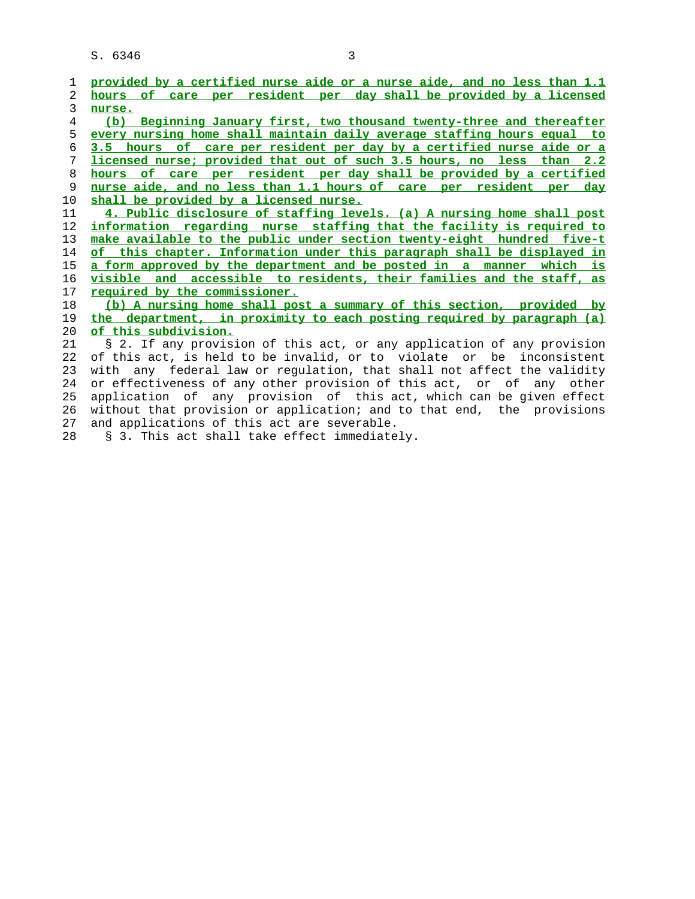provided by a certified nurse aide or a nurse aide, and no less than 1.1 hours of care per resident per day shall be provided by a licensed nurse.

(b) Beginning January first, two thousand twenty-three and thereafter every nursing home shall maintain daily average staffing hours equal to 3.5 hours of care per resident per day by a certified nurse aide or a licensed nurse; provided that out of such 3.5 hours, no less than 2.2 hours of care per resident per day shall be provided by a certified nurse aide, and no less than 1.1 hours of care per resident per day shall be provided by a licensed nurse.

4. Public disclosure of staffing levels. (a) A nursing home shall post information regarding nurse staffing that the facility is required to make available to the public under section twenty-eight hundred five-t of this chapter. Information under this paragraph shall be displayed in a form approved by the department and be posted in a manner which is visible and accessible to residents, their families and the staff, as required by the commissioner.

(b) A nursing home shall post a summary of this section, provided by the department, in proximity to each posting required by paragraph (a) of this subdivision.

§ 2. If any provision of this act, or any application of any provision of this act, is held to be invalid, or to violate or be inconsistent with any federal law or regulation, that shall not affect the validity or effectiveness of any other provision of this act, or of any other application of any provision of this act, which can be given effect without that provision or application; and to that end, the provisions and applications of this act are severable.

§ 3. This act shall take effect immediately.